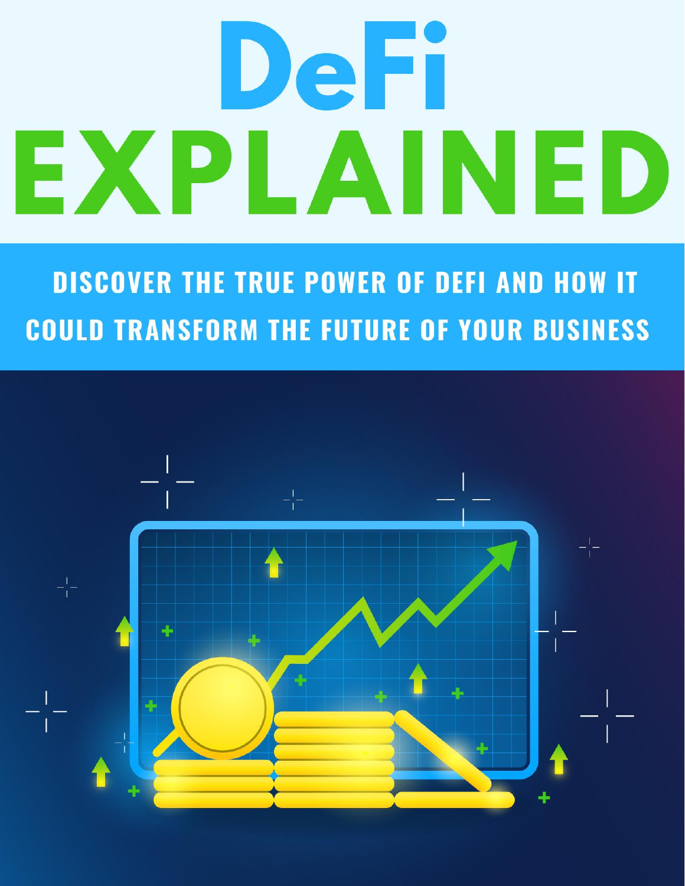# DeFi EXPLAINED

## DISCOVER THE TRUE POWER OF DEFI AND HOW IT COULD TRANSFORM THE FUTURE OF YOUR BUSINESS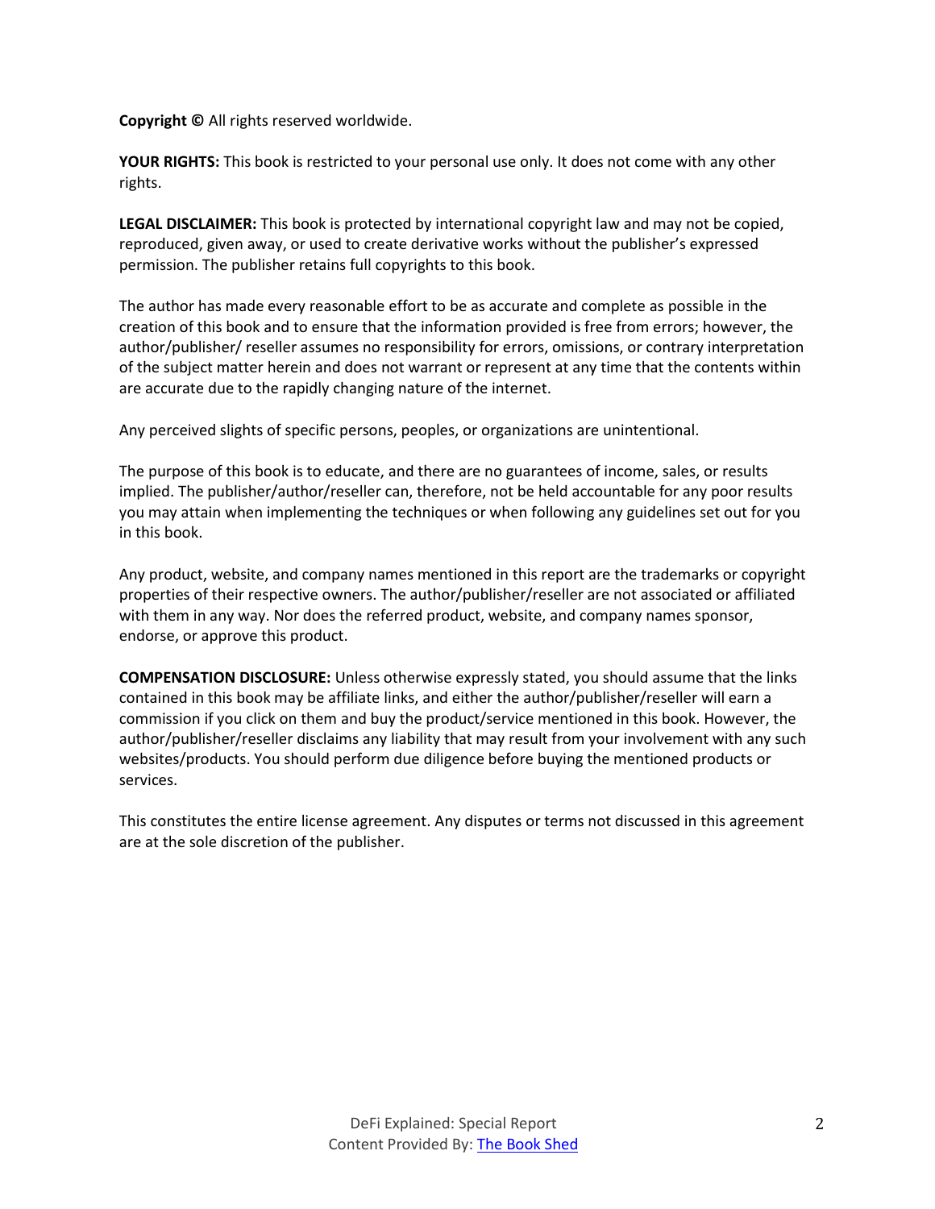**Copyright ©** All rights reserved worldwide.

**YOUR RIGHTS:** This book is restricted to your personal use only. It does not come with any other rights.

**LEGAL DISCLAIMER:** This book is protected by international copyright law and may not be copied, reproduced, given away, or used to create derivative works without the publisher's expressed permission. The publisher retains full copyrights to this book.

The author has made every reasonable effort to be as accurate and complete as possible in the creation of this book and to ensure that the information provided is free from errors; however, the author/publisher/ reseller assumes no responsibility for errors, omissions, or contrary interpretation of the subject matter herein and does not warrant or represent at any time that the contents within are accurate due to the rapidly changing nature of the internet.

Any perceived slights of specific persons, peoples, or organizations are unintentional.

The purpose of this book is to educate, and there are no guarantees of income, sales, or results implied. The publisher/author/reseller can, therefore, not be held accountable for any poor results you may attain when implementing the techniques or when following any guidelines set out for you in this book.

Any product, website, and company names mentioned in this report are the trademarks or copyright properties of their respective owners. The author/publisher/reseller are not associated or affiliated with them in any way. Nor does the referred product, website, and company names sponsor, endorse, or approve this product.

**COMPENSATION DISCLOSURE:** Unless otherwise expressly stated, you should assume that the links contained in this book may be affiliate links, and either the author/publisher/reseller will earn a commission if you click on them and buy the product/service mentioned in this book. However, the author/publisher/reseller disclaims any liability that may result from your involvement with any such websites/products. You should perform due diligence before buying the mentioned products or services.

This constitutes the entire license agreement. Any disputes or terms not discussed in this agreement are at the sole discretion of the publisher.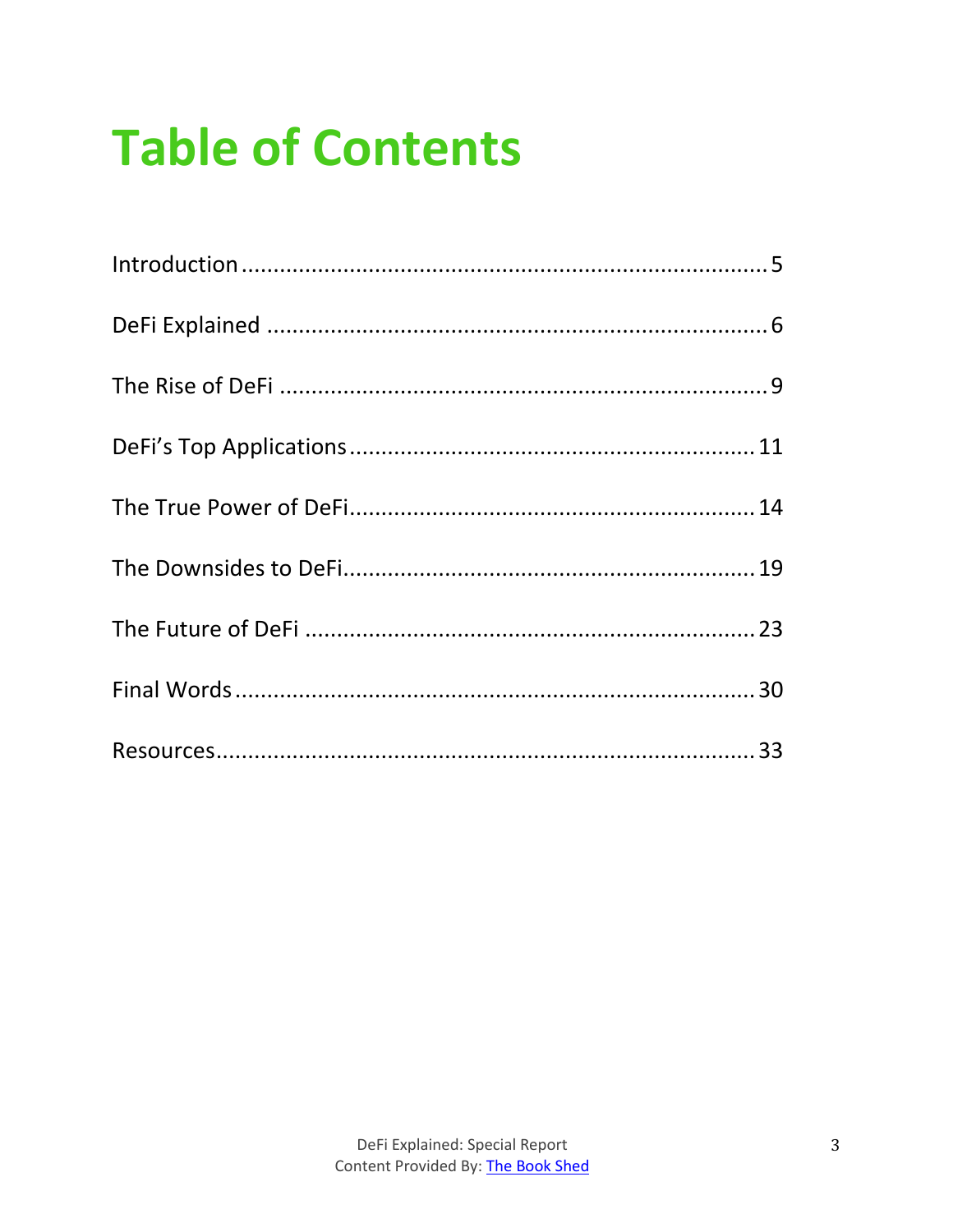# Table of Contents

Introduction .................................................................................... 5

DeFi Explained .............................................................................. 6

The Rise of DeFi ............................................................................ 9

DeFi's Top Applications ................................................................ 11

The True Power of DeFi................................................................. 14

The Downsides to DeFi.................................................................. 19

The Future of DeFi ........................................................................ 23

Final Words .................................................................................... 30

Resources....................................................................................... 33